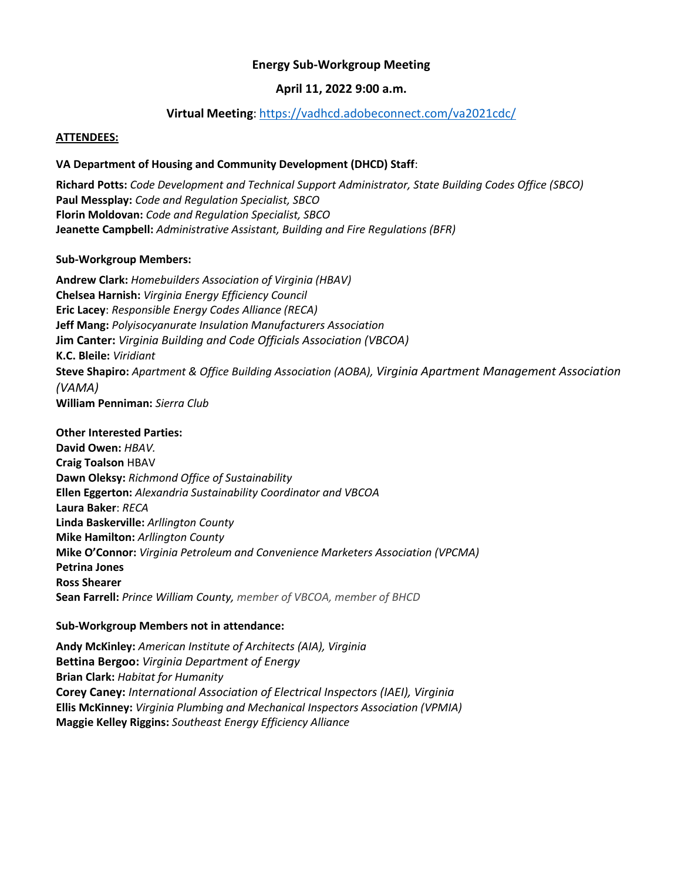**Energy Sub-Workgroup Meeting**

**April 11, 2022 9:00 a.m.**

**Virtual Meeting**: https://vadhcd.adobeconnect.com/va2021cdc/

**ATTENDEES:**

**VA Department of Housing and Community Development (DHCD) Staff**:

**Richard Potts:** *Code Development and Technical Support Administrator, State Building Codes Office (SBCO)*
**Paul Messplay:** *Code and Regulation Specialist, SBCO*
**Florin Moldovan:** *Code and Regulation Specialist, SBCO*
**Jeanette Campbell:** *Administrative Assistant, Building and Fire Regulations (BFR)*

**Sub-Workgroup Members:**

**Andrew Clark:** *Homebuilders Association of Virginia (HBAV)*
**Chelsea Harnish:** *Virginia Energy Efficiency Council*
**Eric Lacey**: *Responsible Energy Codes Alliance (RECA)*
**Jeff Mang:** *Polyisocyanurate Insulation Manufacturers Association*
**Jim Canter:** *Virginia Building and Code Officials Association (VBCOA)*
**K.C. Bleile:** *Viridiant*
**Steve Shapiro:** *Apartment & Office Building Association (AOBA), Virginia Apartment Management Association (VAMA)*
**William Penniman:** *Sierra Club*

**Other Interested Parties:**
**David Owen:** *HBAV.*
**Craig Toalson** HBAV
**Dawn Oleksy:** *Richmond Office of Sustainability*
**Ellen Eggerton:** *Alexandria Sustainability Coordinator and VBCOA*
**Laura Baker**: *RECA*
**Linda Baskerville:** *Arllington County*
**Mike Hamilton:** *Arllington County*
**Mike O'Connor:** *Virginia Petroleum and Convenience Marketers Association (VPCMA)*
**Petrina Jones**
**Ross Shearer**
**Sean Farrell:** *Prince William County, member of VBCOA, member of BHCD*

**Sub-Workgroup Members not in attendance:**

**Andy McKinley:** *American Institute of Architects (AIA), Virginia*
**Bettina Bergoo:** *Virginia Department of Energy*
**Brian Clark:** *Habitat for Humanity*
**Corey Caney:** *International Association of Electrical Inspectors (IAEI), Virginia*
**Ellis McKinney:** *Virginia Plumbing and Mechanical Inspectors Association (VPMIA)*
**Maggie Kelley Riggins:** *Southeast Energy Efficiency Alliance*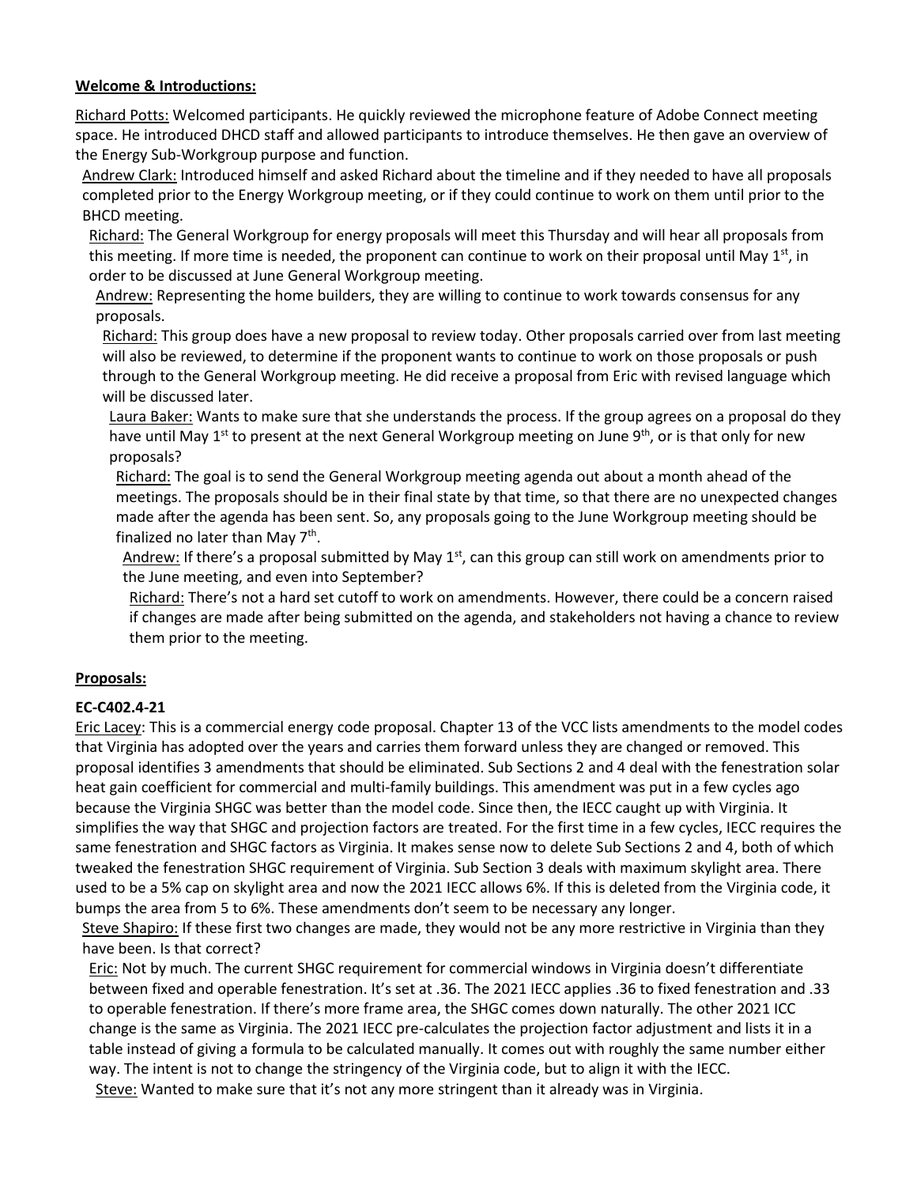**Welcome & Introductions:**

Richard Potts: Welcomed participants. He quickly reviewed the microphone feature of Adobe Connect meeting space. He introduced DHCD staff and allowed participants to introduce themselves. He then gave an overview of the Energy Sub-Workgroup purpose and function.

Andrew Clark: Introduced himself and asked Richard about the timeline and if they needed to have all proposals completed prior to the Energy Workgroup meeting, or if they could continue to work on them until prior to the BHCD meeting.

Richard: The General Workgroup for energy proposals will meet this Thursday and will hear all proposals from this meeting. If more time is needed, the proponent can continue to work on their proposal until May 1st, in order to be discussed at June General Workgroup meeting.

Andrew: Representing the home builders, they are willing to continue to work towards consensus for any proposals.

Richard: This group does have a new proposal to review today. Other proposals carried over from last meeting will also be reviewed, to determine if the proponent wants to continue to work on those proposals or push through to the General Workgroup meeting. He did receive a proposal from Eric with revised language which will be discussed later.

Laura Baker: Wants to make sure that she understands the process. If the group agrees on a proposal do they have until May 1st to present at the next General Workgroup meeting on June 9th, or is that only for new proposals?

Richard: The goal is to send the General Workgroup meeting agenda out about a month ahead of the meetings. The proposals should be in their final state by that time, so that there are no unexpected changes made after the agenda has been sent. So, any proposals going to the June Workgroup meeting should be finalized no later than May 7th.

Andrew: If there's a proposal submitted by May 1st, can this group can still work on amendments prior to the June meeting, and even into September?

Richard: There's not a hard set cutoff to work on amendments. However, there could be a concern raised if changes are made after being submitted on the agenda, and stakeholders not having a chance to review them prior to the meeting.

**Proposals:**

**EC-C402.4-21**

Eric Lacey: This is a commercial energy code proposal. Chapter 13 of the VCC lists amendments to the model codes that Virginia has adopted over the years and carries them forward unless they are changed or removed. This proposal identifies 3 amendments that should be eliminated. Sub Sections 2 and 4 deal with the fenestration solar heat gain coefficient for commercial and multi-family buildings. This amendment was put in a few cycles ago because the Virginia SHGC was better than the model code. Since then, the IECC caught up with Virginia. It simplifies the way that SHGC and projection factors are treated. For the first time in a few cycles, IECC requires the same fenestration and SHGC factors as Virginia. It makes sense now to delete Sub Sections 2 and 4, both of which tweaked the fenestration SHGC requirement of Virginia. Sub Section 3 deals with maximum skylight area. There used to be a 5% cap on skylight area and now the 2021 IECC allows 6%. If this is deleted from the Virginia code, it bumps the area from 5 to 6%. These amendments don't seem to be necessary any longer.

Steve Shapiro: If these first two changes are made, they would not be any more restrictive in Virginia than they have been. Is that correct?

Eric: Not by much. The current SHGC requirement for commercial windows in Virginia doesn't differentiate between fixed and operable fenestration. It's set at .36. The 2021 IECC applies .36 to fixed fenestration and .33 to operable fenestration. If there's more frame area, the SHGC comes down naturally. The other 2021 ICC change is the same as Virginia. The 2021 IECC pre-calculates the projection factor adjustment and lists it in a table instead of giving a formula to be calculated manually. It comes out with roughly the same number either way. The intent is not to change the stringency of the Virginia code, but to align it with the IECC.

Steve: Wanted to make sure that it's not any more stringent than it already was in Virginia.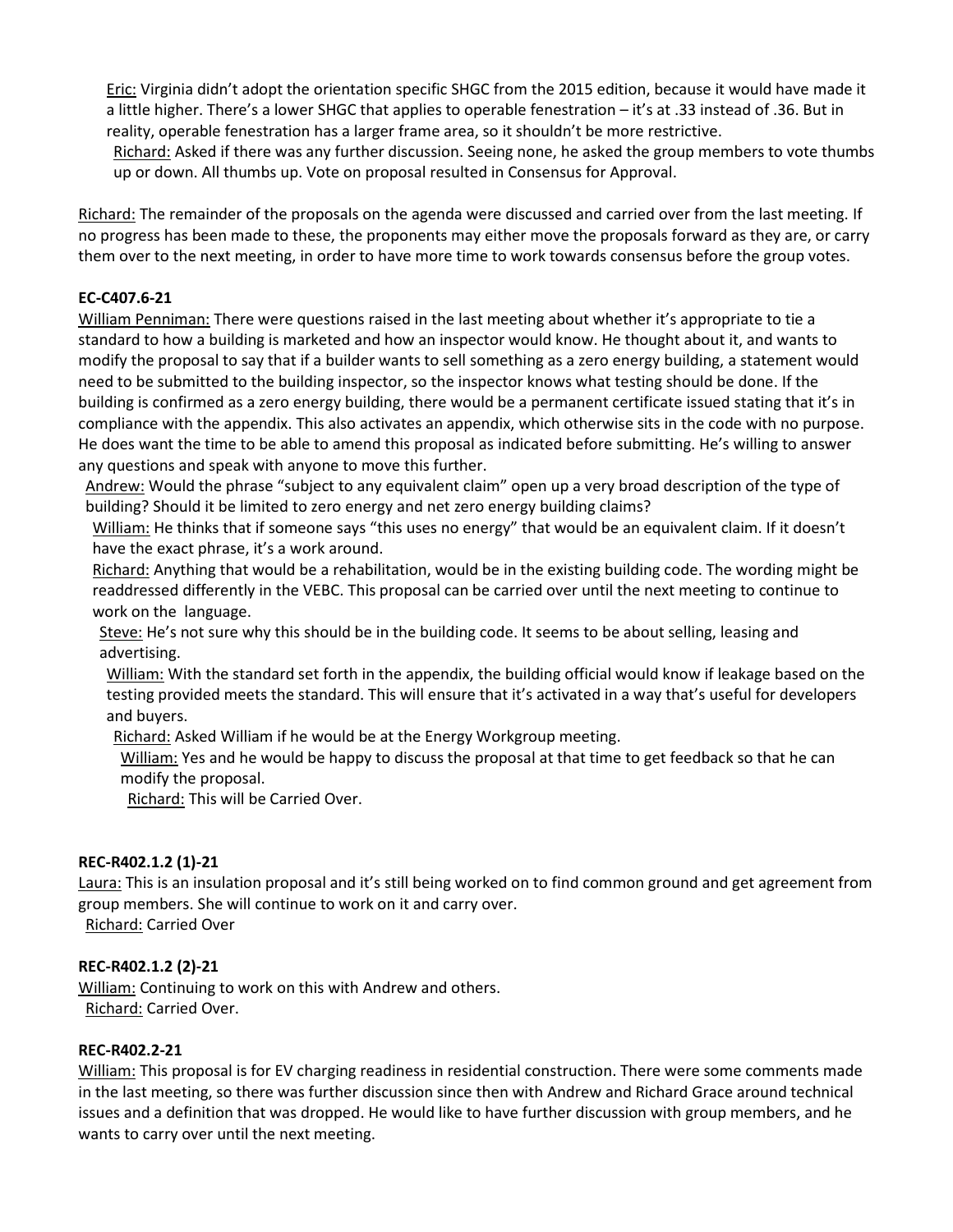Eric: Virginia didn't adopt the orientation specific SHGC from the 2015 edition, because it would have made it a little higher. There's a lower SHGC that applies to operable fenestration – it's at .33 instead of .36. But in reality, operable fenestration has a larger frame area, so it shouldn't be more restrictive.

Richard: Asked if there was any further discussion. Seeing none, he asked the group members to vote thumbs up or down. All thumbs up. Vote on proposal resulted in Consensus for Approval.

Richard: The remainder of the proposals on the agenda were discussed and carried over from the last meeting. If no progress has been made to these, the proponents may either move the proposals forward as they are, or carry them over to the next meeting, in order to have more time to work towards consensus before the group votes.

**EC-C407.6-21**

William Penniman: There were questions raised in the last meeting about whether it's appropriate to tie a standard to how a building is marketed and how an inspector would know. He thought about it, and wants to modify the proposal to say that if a builder wants to sell something as a zero energy building, a statement would need to be submitted to the building inspector, so the inspector knows what testing should be done. If the building is confirmed as a zero energy building, there would be a permanent certificate issued stating that it's in compliance with the appendix. This also activates an appendix, which otherwise sits in the code with no purpose. He does want the time to be able to amend this proposal as indicated before submitting. He's willing to answer any questions and speak with anyone to move this further.

Andrew: Would the phrase "subject to any equivalent claim" open up a very broad description of the type of building? Should it be limited to zero energy and net zero energy building claims?

William: He thinks that if someone says "this uses no energy" that would be an equivalent claim. If it doesn't have the exact phrase, it's a work around.

Richard: Anything that would be a rehabilitation, would be in the existing building code. The wording might be readdressed differently in the VEBC. This proposal can be carried over until the next meeting to continue to work on the language.

Steve: He's not sure why this should be in the building code. It seems to be about selling, leasing and advertising.

William: With the standard set forth in the appendix, the building official would know if leakage based on the testing provided meets the standard. This will ensure that it's activated in a way that's useful for developers and buyers.

Richard: Asked William if he would be at the Energy Workgroup meeting.

William: Yes and he would be happy to discuss the proposal at that time to get feedback so that he can modify the proposal.

Richard: This will be Carried Over.

**REC-R402.1.2 (1)-21**

Laura: This is an insulation proposal and it's still being worked on to find common ground and get agreement from group members. She will continue to work on it and carry over.

Richard: Carried Over

**REC-R402.1.2 (2)-21**

William: Continuing to work on this with Andrew and others.

Richard: Carried Over.

**REC-R402.2-21**

William: This proposal is for EV charging readiness in residential construction. There were some comments made in the last meeting, so there was further discussion since then with Andrew and Richard Grace around technical issues and a definition that was dropped. He would like to have further discussion with group members, and he wants to carry over until the next meeting.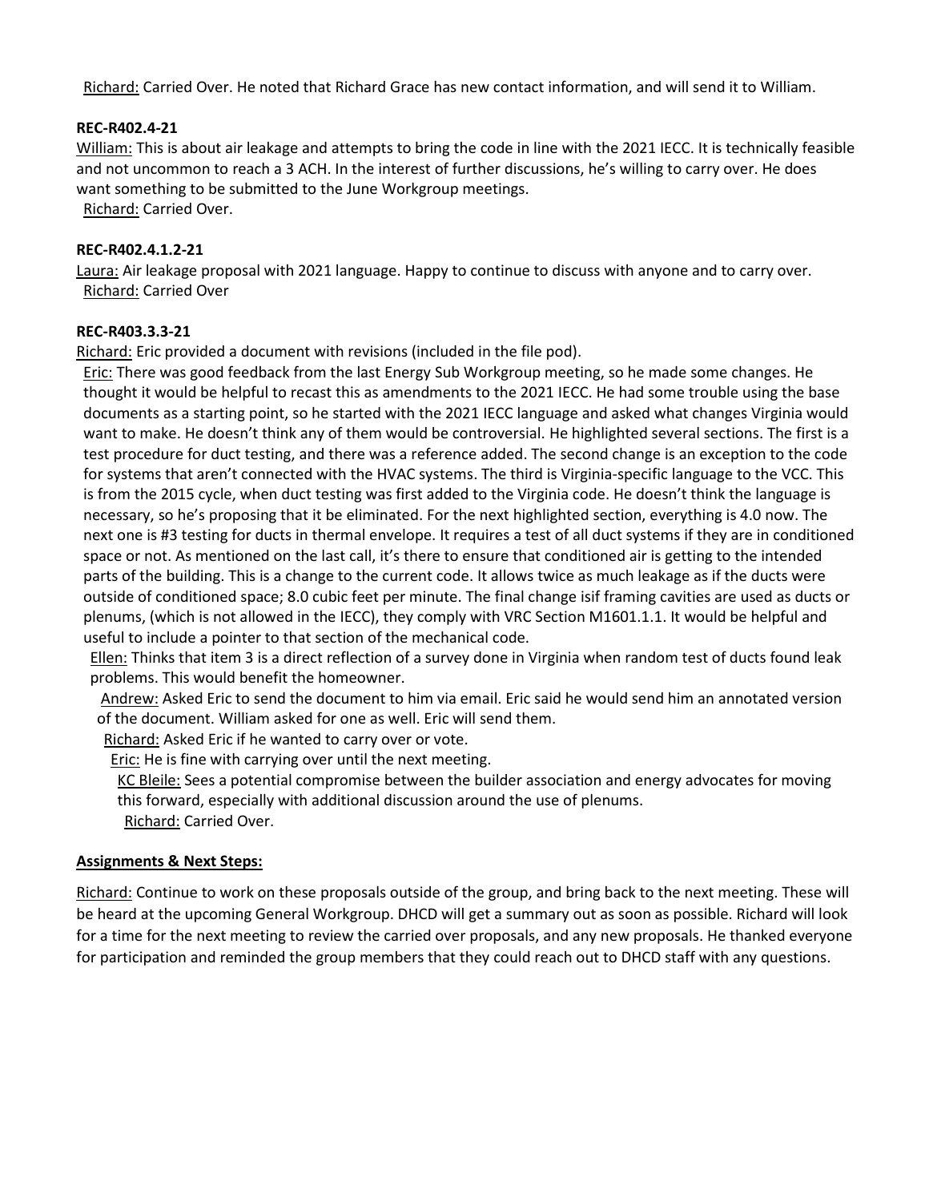Richard: Carried Over. He noted that Richard Grace has new contact information, and will send it to William.

**REC-R402.4-21**

William: This is about air leakage and attempts to bring the code in line with the 2021 IECC. It is technically feasible and not uncommon to reach a 3 ACH. In the interest of further discussions, he's willing to carry over. He does want something to be submitted to the June Workgroup meetings.

Richard: Carried Over.

**REC-R402.4.1.2-21**

Laura: Air leakage proposal with 2021 language. Happy to continue to discuss with anyone and to carry over.

Richard: Carried Over

**REC-R403.3.3-21**

Richard: Eric provided a document with revisions (included in the file pod).

Eric: There was good feedback from the last Energy Sub Workgroup meeting, so he made some changes. He thought it would be helpful to recast this as amendments to the 2021 IECC. He had some trouble using the base documents as a starting point, so he started with the 2021 IECC language and asked what changes Virginia would want to make. He doesn't think any of them would be controversial. He highlighted several sections. The first is a test procedure for duct testing, and there was a reference added. The second change is an exception to the code for systems that aren't connected with the HVAC systems. The third is Virginia-specific language to the VCC. This is from the 2015 cycle, when duct testing was first added to the Virginia code. He doesn't think the language is necessary, so he's proposing that it be eliminated. For the next highlighted section, everything is 4.0 now. The next one is #3 testing for ducts in thermal envelope. It requires a test of all duct systems if they are in conditioned space or not. As mentioned on the last call, it's there to ensure that conditioned air is getting to the intended parts of the building. This is a change to the current code. It allows twice as much leakage as if the ducts were outside of conditioned space; 8.0 cubic feet per minute. The final change isif framing cavities are used as ducts or plenums, (which is not allowed in the IECC), they comply with VRC Section M1601.1.1. It would be helpful and useful to include a pointer to that section of the mechanical code.

Ellen: Thinks that item 3 is a direct reflection of a survey done in Virginia when random test of ducts found leak problems. This would benefit the homeowner.

Andrew: Asked Eric to send the document to him via email. Eric said he would send him an annotated version of the document. William asked for one as well. Eric will send them.

Richard: Asked Eric if he wanted to carry over or vote.

Eric: He is fine with carrying over until the next meeting.

KC Bleile: Sees a potential compromise between the builder association and energy advocates for moving this forward, especially with additional discussion around the use of plenums.

Richard: Carried Over.

**Assignments & Next Steps:**

Richard: Continue to work on these proposals outside of the group, and bring back to the next meeting. These will be heard at the upcoming General Workgroup. DHCD will get a summary out as soon as possible. Richard will look for a time for the next meeting to review the carried over proposals, and any new proposals. He thanked everyone for participation and reminded the group members that they could reach out to DHCD staff with any questions.